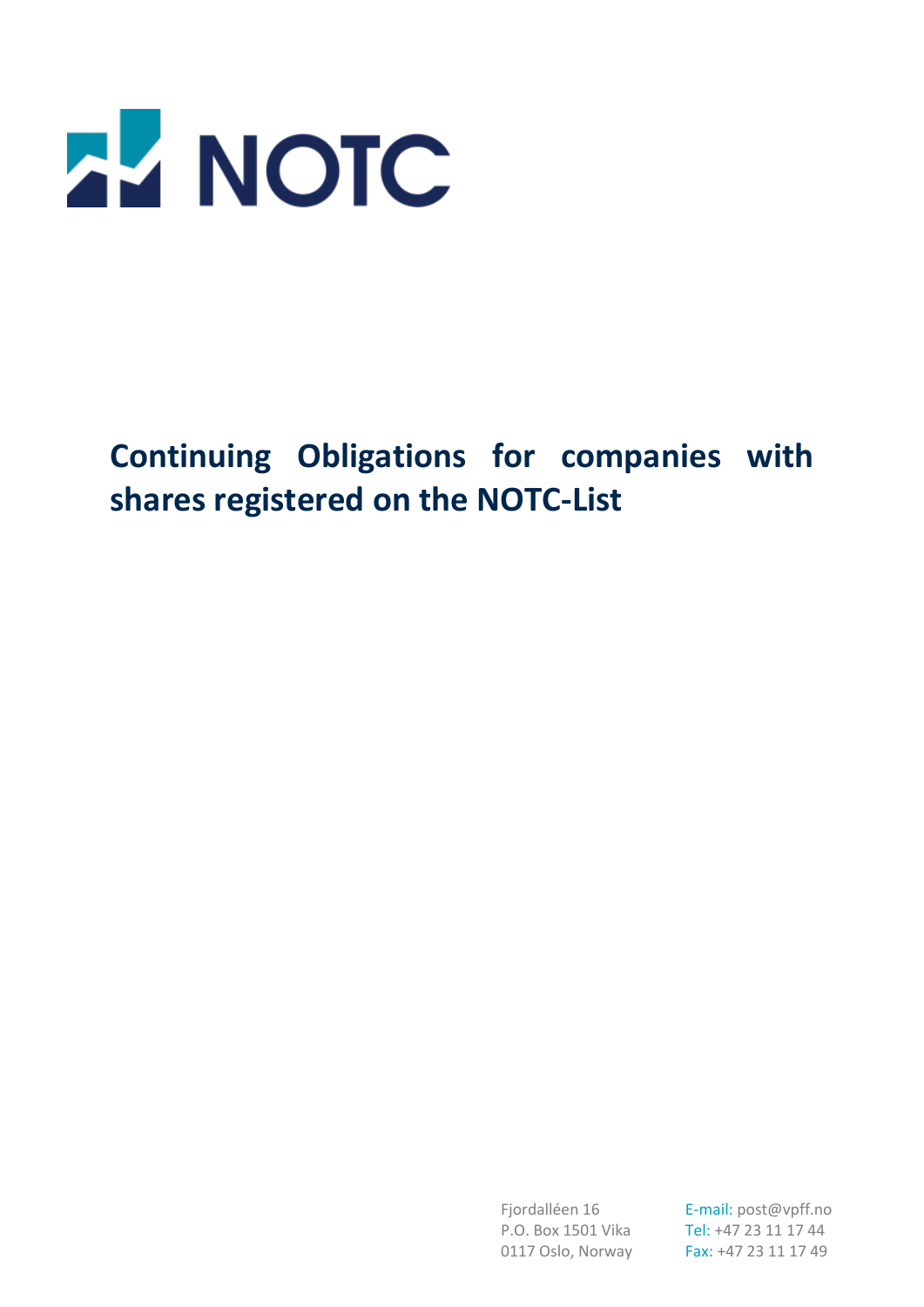NOTC

# Continuing Obligations for companies with shares registered on the NOTC-List

Fjordalléen 16
P.O. Box 1501 Vika
0117 Oslo, Norway

E-mail: post@vpff.no
Tel: +47 23 11 17 44
Fax: +47 23 11 17 49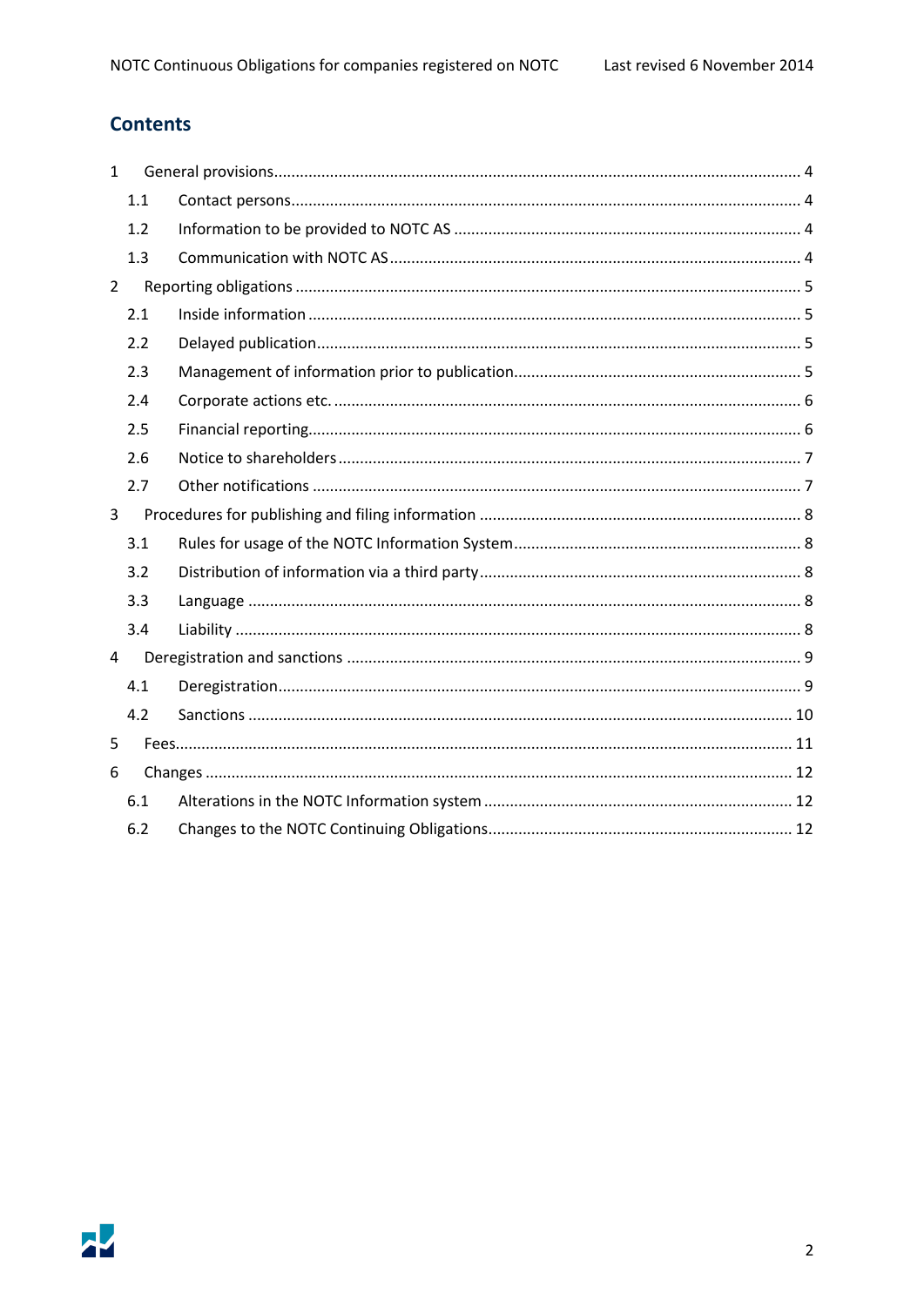## Contents

- 1 General provisions ..... 4
  - 1.1 Contact persons ..... 4
  - 1.2 Information to be provided to NOTC AS ..... 4
  - 1.3 Communication with NOTC AS ..... 4
- 2 Reporting obligations ..... 5
  - 2.1 Inside information ..... 5
  - 2.2 Delayed publication ..... 5
  - 2.3 Management of information prior to publication ..... 5
  - 2.4 Corporate actions etc. ..... 6
  - 2.5 Financial reporting ..... 6
  - 2.6 Notice to shareholders ..... 7
  - 2.7 Other notifications ..... 7
- 3 Procedures for publishing and filing information ..... 8
  - 3.1 Rules for usage of the NOTC Information System ..... 8
  - 3.2 Distribution of information via a third party ..... 8
  - 3.3 Language ..... 8
  - 3.4 Liability ..... 8
- 4 Deregistration and sanctions ..... 9
  - 4.1 Deregistration ..... 9
  - 4.2 Sanctions ..... 10
- 5 Fees ..... 11
- 6 Changes ..... 12
  - 6.1 Alterations in the NOTC Information system ..... 12
  - 6.2 Changes to the NOTC Continuing Obligations ..... 12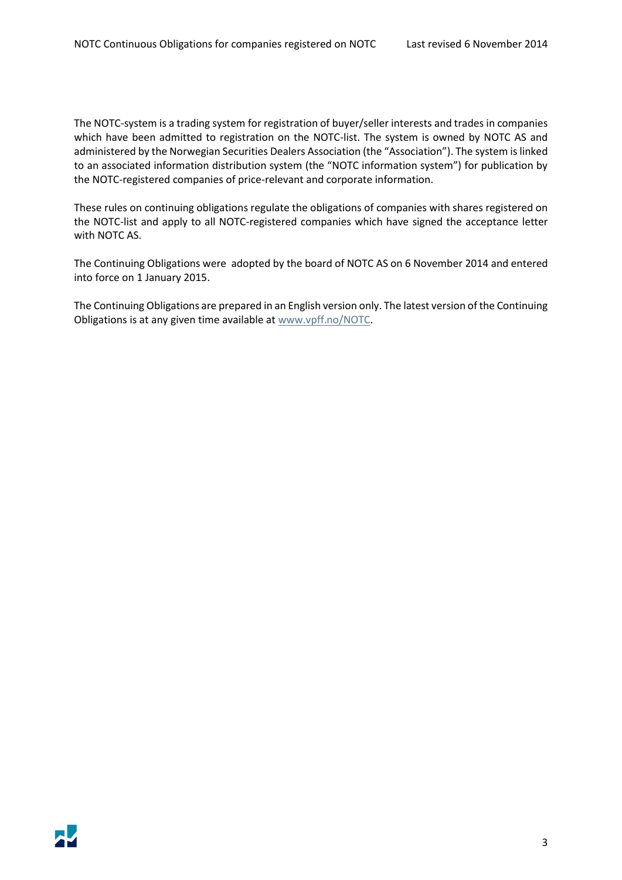The NOTC-system is a trading system for registration of buyer/seller interests and trades in companies which have been admitted to registration on the NOTC-list. The system is owned by NOTC AS and administered by the Norwegian Securities Dealers Association (the "Association"). The system is linked to an associated information distribution system (the "NOTC information system") for publication by the NOTC-registered companies of price-relevant and corporate information.

These rules on continuing obligations regulate the obligations of companies with shares registered on the NOTC-list and apply to all NOTC-registered companies which have signed the acceptance letter with NOTC AS.

The Continuing Obligations were adopted by the board of NOTC AS on 6 November 2014 and entered into force on 1 January 2015.

The Continuing Obligations are prepared in an English version only. The latest version of the Continuing Obligations is at any given time available at www.vpff.no/NOTC.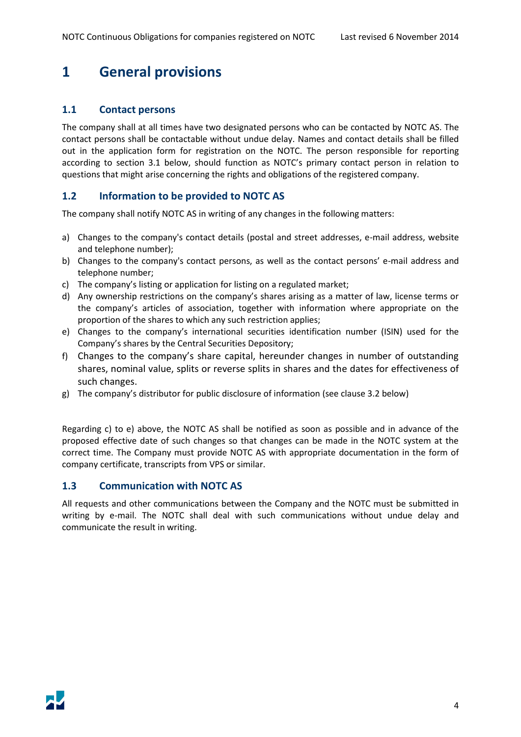# 1 General provisions

## 1.1 Contact persons

The company shall at all times have two designated persons who can be contacted by NOTC AS. The contact persons shall be contactable without undue delay. Names and contact details shall be filled out in the application form for registration on the NOTC. The person responsible for reporting according to section 3.1 below, should function as NOTC's primary contact person in relation to questions that might arise concerning the rights and obligations of the registered company.

## 1.2 Information to be provided to NOTC AS

The company shall notify NOTC AS in writing of any changes in the following matters:

a) Changes to the company's contact details (postal and street addresses, e-mail address, website and telephone number);
b) Changes to the company's contact persons, as well as the contact persons' e-mail address and telephone number;
c) The company's listing or application for listing on a regulated market;
d) Any ownership restrictions on the company's shares arising as a matter of law, license terms or the company's articles of association, together with information where appropriate on the proportion of the shares to which any such restriction applies;
e) Changes to the company's international securities identification number (ISIN) used for the Company's shares by the Central Securities Depository;
f) Changes to the company's share capital, hereunder changes in number of outstanding shares, nominal value, splits or reverse splits in shares and the dates for effectiveness of such changes.
g) The company's distributor for public disclosure of information (see clause 3.2 below)

Regarding c) to e) above, the NOTC AS shall be notified as soon as possible and in advance of the proposed effective date of such changes so that changes can be made in the NOTC system at the correct time. The Company must provide NOTC AS with appropriate documentation in the form of company certificate, transcripts from VPS or similar.

## 1.3 Communication with NOTC AS

All requests and other communications between the Company and the NOTC must be submitted in writing by e-mail. The NOTC shall deal with such communications without undue delay and communicate the result in writing.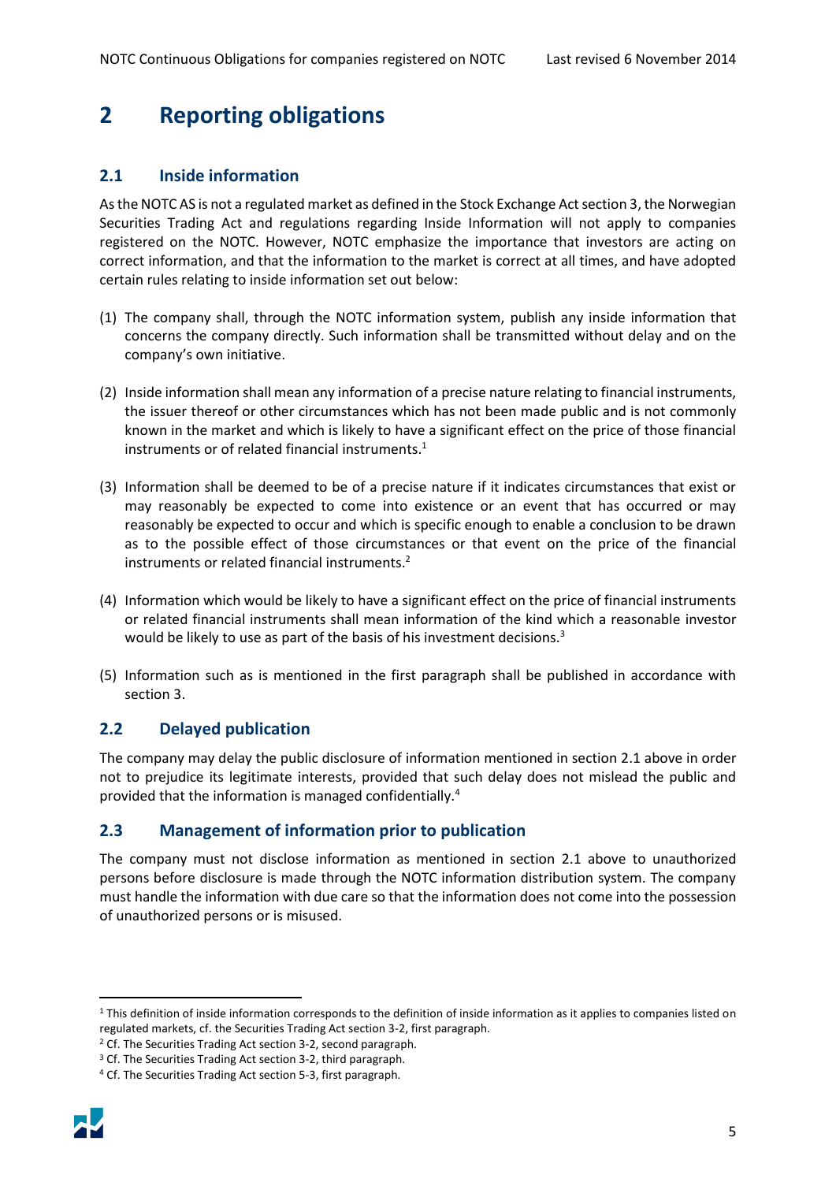# 2 Reporting obligations

## 2.1 Inside information

As the NOTC AS is not a regulated market as defined in the Stock Exchange Act section 3, the Norwegian Securities Trading Act and regulations regarding Inside Information will not apply to companies registered on the NOTC. However, NOTC emphasize the importance that investors are acting on correct information, and that the information to the market is correct at all times, and have adopted certain rules relating to inside information set out below:

(1) The company shall, through the NOTC information system, publish any inside information that concerns the company directly. Such information shall be transmitted without delay and on the company's own initiative.

(2) Inside information shall mean any information of a precise nature relating to financial instruments, the issuer thereof or other circumstances which has not been made public and is not commonly known in the market and which is likely to have a significant effect on the price of those financial instruments or of related financial instruments.[1]

(3) Information shall be deemed to be of a precise nature if it indicates circumstances that exist or may reasonably be expected to come into existence or an event that has occurred or may reasonably be expected to occur and which is specific enough to enable a conclusion to be drawn as to the possible effect of those circumstances or that event on the price of the financial instruments or related financial instruments.[2]

(4) Information which would be likely to have a significant effect on the price of financial instruments or related financial instruments shall mean information of the kind which a reasonable investor would be likely to use as part of the basis of his investment decisions.[3]

(5) Information such as is mentioned in the first paragraph shall be published in accordance with section 3.

## 2.2 Delayed publication

The company may delay the public disclosure of information mentioned in section 2.1 above in order not to prejudice its legitimate interests, provided that such delay does not mislead the public and provided that the information is managed confidentially.[4]

## 2.3 Management of information prior to publication

The company must not disclose information as mentioned in section 2.1 above to unauthorized persons before disclosure is made through the NOTC information distribution system. The company must handle the information with due care so that the information does not come into the possession of unauthorized persons or is misused.

---

[1] This definition of inside information corresponds to the definition of inside information as it applies to companies listed on regulated markets, cf. the Securities Trading Act section 3-2, first paragraph.

[2] Cf. The Securities Trading Act section 3-2, second paragraph.

[3] Cf. The Securities Trading Act section 3-2, third paragraph.

[4] Cf. The Securities Trading Act section 5-3, first paragraph.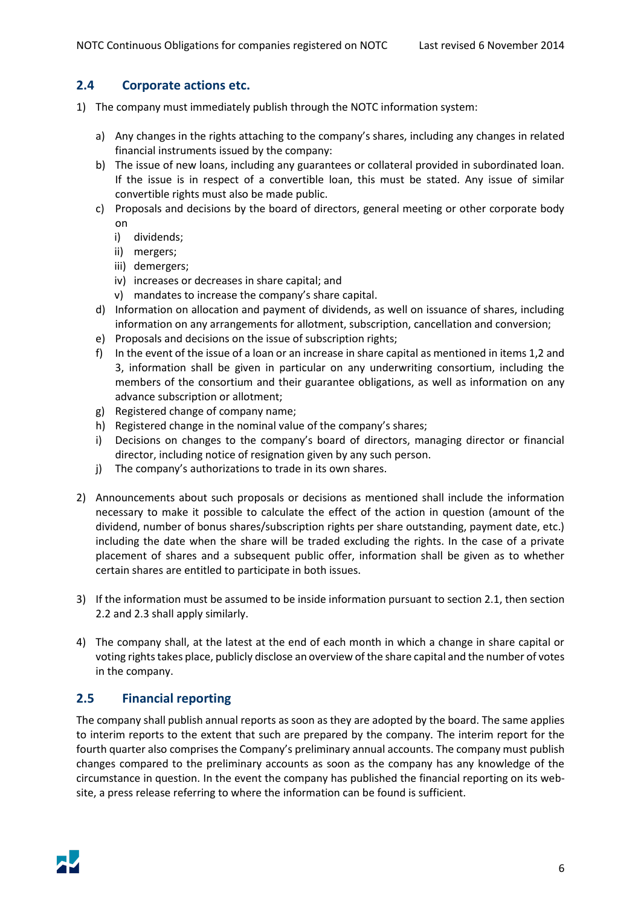## 2.4 Corporate actions etc.

1) The company must immediately publish through the NOTC information system:

   a) Any changes in the rights attaching to the company's shares, including any changes in related financial instruments issued by the company:
   b) The issue of new loans, including any guarantees or collateral provided in subordinated loan. If the issue is in respect of a convertible loan, this must be stated. Any issue of similar convertible rights must also be made public.
   c) Proposals and decisions by the board of directors, general meeting or other corporate body on
      i) dividends;
      ii) mergers;
      iii) demergers;
      iv) increases or decreases in share capital; and
      v) mandates to increase the company's share capital.
   d) Information on allocation and payment of dividends, as well on issuance of shares, including information on any arrangements for allotment, subscription, cancellation and conversion;
   e) Proposals and decisions on the issue of subscription rights;
   f) In the event of the issue of a loan or an increase in share capital as mentioned in items 1,2 and 3, information shall be given in particular on any underwriting consortium, including the members of the consortium and their guarantee obligations, as well as information on any advance subscription or allotment;
   g) Registered change of company name;
   h) Registered change in the nominal value of the company's shares;
   i) Decisions on changes to the company's board of directors, managing director or financial director, including notice of resignation given by any such person.
   j) The company's authorizations to trade in its own shares.

2) Announcements about such proposals or decisions as mentioned shall include the information necessary to make it possible to calculate the effect of the action in question (amount of the dividend, number of bonus shares/subscription rights per share outstanding, payment date, etc.) including the date when the share will be traded excluding the rights. In the case of a private placement of shares and a subsequent public offer, information shall be given as to whether certain shares are entitled to participate in both issues.

3) If the information must be assumed to be inside information pursuant to section 2.1, then section 2.2 and 2.3 shall apply similarly.

4) The company shall, at the latest at the end of each month in which a change in share capital or voting rights takes place, publicly disclose an overview of the share capital and the number of votes in the company.

## 2.5 Financial reporting

The company shall publish annual reports as soon as they are adopted by the board. The same applies to interim reports to the extent that such are prepared by the company. The interim report for the fourth quarter also comprises the Company's preliminary annual accounts. The company must publish changes compared to the preliminary accounts as soon as the company has any knowledge of the circumstance in question. In the event the company has published the financial reporting on its web-site, a press release referring to where the information can be found is sufficient.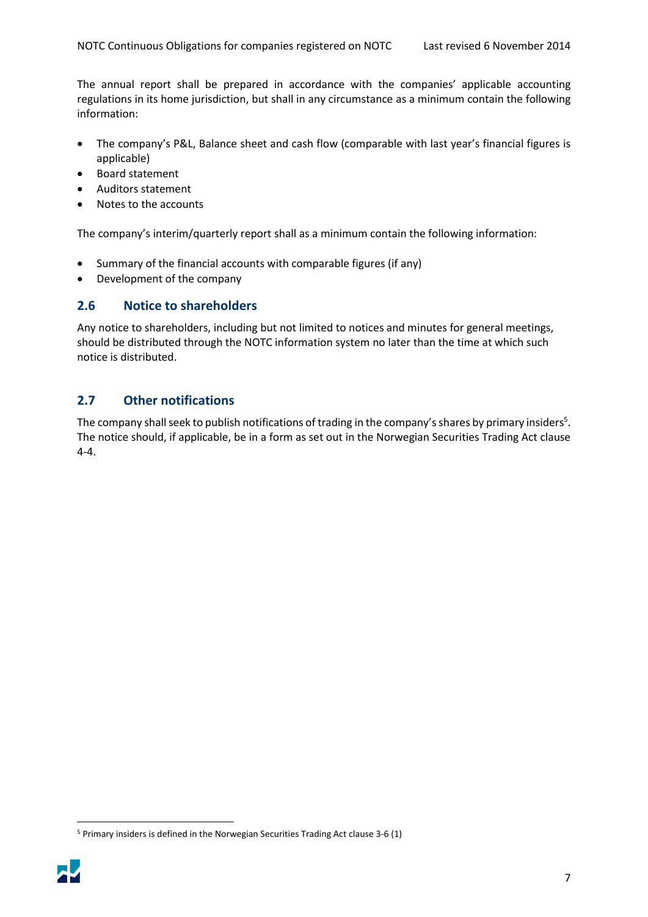The annual report shall be prepared in accordance with the companies' applicable accounting regulations in its home jurisdiction, but shall in any circumstance as a minimum contain the following information:

- The company's P&L, Balance sheet and cash flow (comparable with last year's financial figures is applicable)
- Board statement
- Auditors statement
- Notes to the accounts

The company's interim/quarterly report shall as a minimum contain the following information:

- Summary of the financial accounts with comparable figures (if any)
- Development of the company

## 2.6 Notice to shareholders

Any notice to shareholders, including but not limited to notices and minutes for general meetings, should be distributed through the NOTC information system no later than the time at which such notice is distributed.

## 2.7 Other notifications

The company shall seek to publish notifications of trading in the company's shares by primary insiders[5]. The notice should, if applicable, be in a form as set out in the Norwegian Securities Trading Act clause 4-4.

[5] Primary insiders is defined in the Norwegian Securities Trading Act clause 3-6 (1)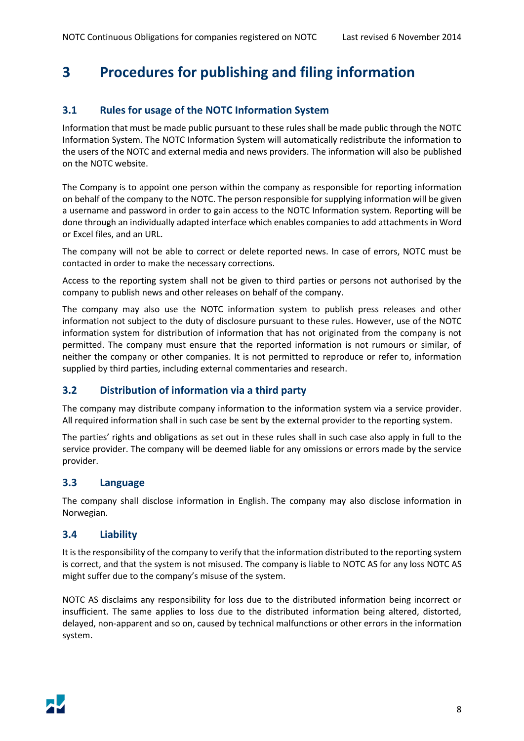# 3 Procedures for publishing and filing information

## 3.1 Rules for usage of the NOTC Information System

Information that must be made public pursuant to these rules shall be made public through the NOTC Information System. The NOTC Information System will automatically redistribute the information to the users of the NOTC and external media and news providers. The information will also be published on the NOTC website.

The Company is to appoint one person within the company as responsible for reporting information on behalf of the company to the NOTC. The person responsible for supplying information will be given a username and password in order to gain access to the NOTC Information system. Reporting will be done through an individually adapted interface which enables companies to add attachments in Word or Excel files, and an URL.

The company will not be able to correct or delete reported news. In case of errors, NOTC must be contacted in order to make the necessary corrections.

Access to the reporting system shall not be given to third parties or persons not authorised by the company to publish news and other releases on behalf of the company.

The company may also use the NOTC information system to publish press releases and other information not subject to the duty of disclosure pursuant to these rules. However, use of the NOTC information system for distribution of information that has not originated from the company is not permitted. The company must ensure that the reported information is not rumours or similar, of neither the company or other companies. It is not permitted to reproduce or refer to, information supplied by third parties, including external commentaries and research.

## 3.2 Distribution of information via a third party

The company may distribute company information to the information system via a service provider. All required information shall in such case be sent by the external provider to the reporting system.

The parties' rights and obligations as set out in these rules shall in such case also apply in full to the service provider. The company will be deemed liable for any omissions or errors made by the service provider.

## 3.3 Language

The company shall disclose information in English. The company may also disclose information in Norwegian.

## 3.4 Liability

It is the responsibility of the company to verify that the information distributed to the reporting system is correct, and that the system is not misused. The company is liable to NOTC AS for any loss NOTC AS might suffer due to the company's misuse of the system.

NOTC AS disclaims any responsibility for loss due to the distributed information being incorrect or insufficient. The same applies to loss due to the distributed information being altered, distorted, delayed, non-apparent and so on, caused by technical malfunctions or other errors in the information system.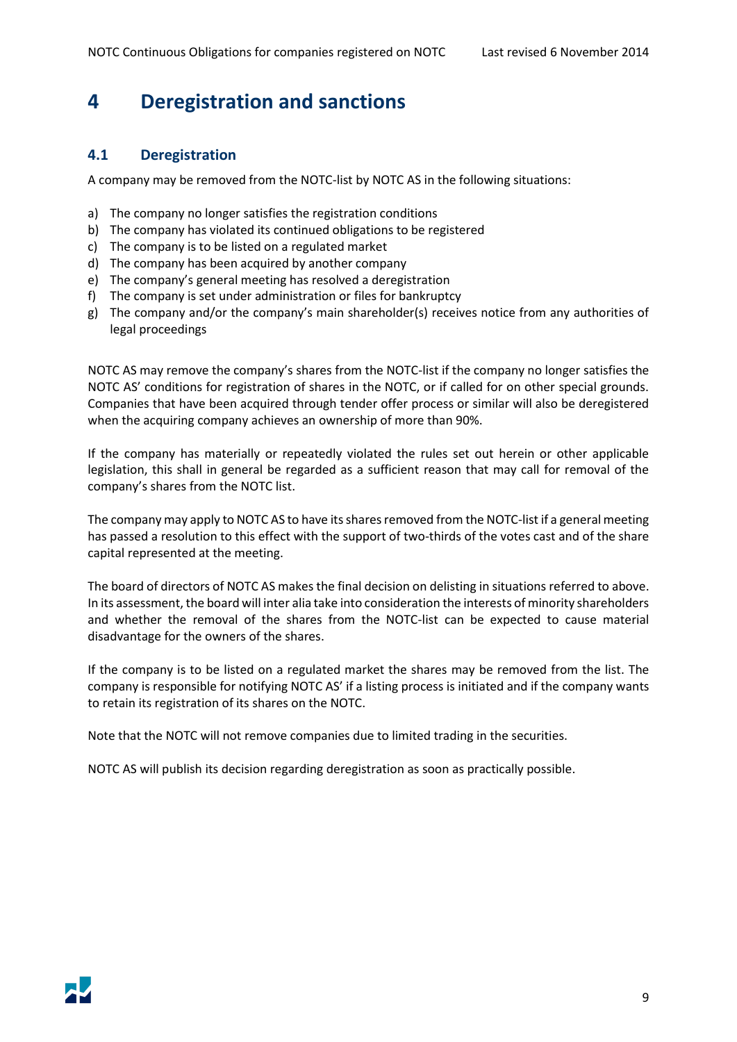# 4 Deregistration and sanctions

## 4.1 Deregistration

A company may be removed from the NOTC-list by NOTC AS in the following situations:

a) The company no longer satisfies the registration conditions
b) The company has violated its continued obligations to be registered
c) The company is to be listed on a regulated market
d) The company has been acquired by another company
e) The company's general meeting has resolved a deregistration
f) The company is set under administration or files for bankruptcy
g) The company and/or the company's main shareholder(s) receives notice from any authorities of legal proceedings

NOTC AS may remove the company's shares from the NOTC-list if the company no longer satisfies the NOTC AS' conditions for registration of shares in the NOTC, or if called for on other special grounds. Companies that have been acquired through tender offer process or similar will also be deregistered when the acquiring company achieves an ownership of more than 90%.

If the company has materially or repeatedly violated the rules set out herein or other applicable legislation, this shall in general be regarded as a sufficient reason that may call for removal of the company's shares from the NOTC list.

The company may apply to NOTC AS to have its shares removed from the NOTC-list if a general meeting has passed a resolution to this effect with the support of two-thirds of the votes cast and of the share capital represented at the meeting.

The board of directors of NOTC AS makes the final decision on delisting in situations referred to above. In its assessment, the board will inter alia take into consideration the interests of minority shareholders and whether the removal of the shares from the NOTC-list can be expected to cause material disadvantage for the owners of the shares.

If the company is to be listed on a regulated market the shares may be removed from the list. The company is responsible for notifying NOTC AS' if a listing process is initiated and if the company wants to retain its registration of its shares on the NOTC.

Note that the NOTC will not remove companies due to limited trading in the securities.

NOTC AS will publish its decision regarding deregistration as soon as practically possible.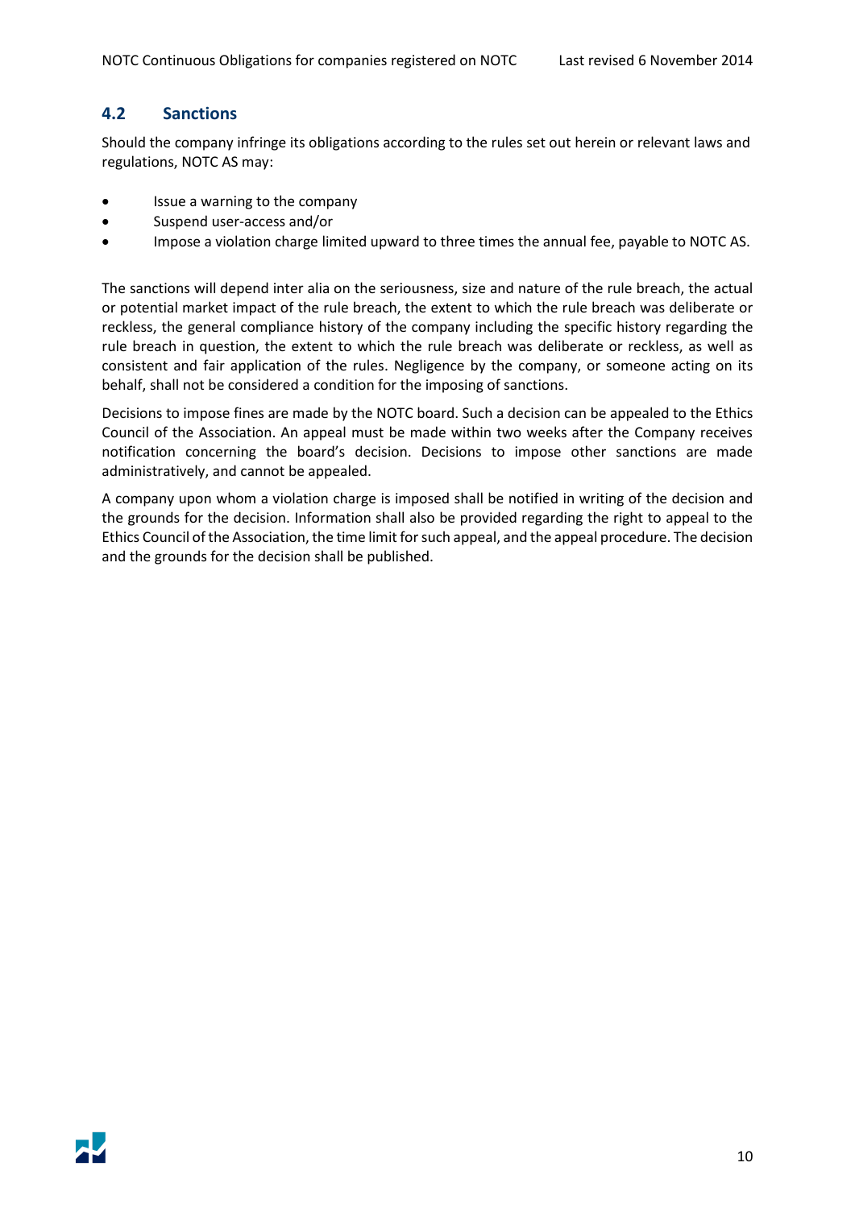## 4.2 Sanctions

Should the company infringe its obligations according to the rules set out herein or relevant laws and regulations, NOTC AS may:

- Issue a warning to the company
- Suspend user-access and/or
- Impose a violation charge limited upward to three times the annual fee, payable to NOTC AS.

The sanctions will depend inter alia on the seriousness, size and nature of the rule breach, the actual or potential market impact of the rule breach, the extent to which the rule breach was deliberate or reckless, the general compliance history of the company including the specific history regarding the rule breach in question, the extent to which the rule breach was deliberate or reckless, as well as consistent and fair application of the rules. Negligence by the company, or someone acting on its behalf, shall not be considered a condition for the imposing of sanctions.

Decisions to impose fines are made by the NOTC board. Such a decision can be appealed to the Ethics Council of the Association. An appeal must be made within two weeks after the Company receives notification concerning the board's decision. Decisions to impose other sanctions are made administratively, and cannot be appealed.

A company upon whom a violation charge is imposed shall be notified in writing of the decision and the grounds for the decision. Information shall also be provided regarding the right to appeal to the Ethics Council of the Association, the time limit for such appeal, and the appeal procedure. The decision and the grounds for the decision shall be published.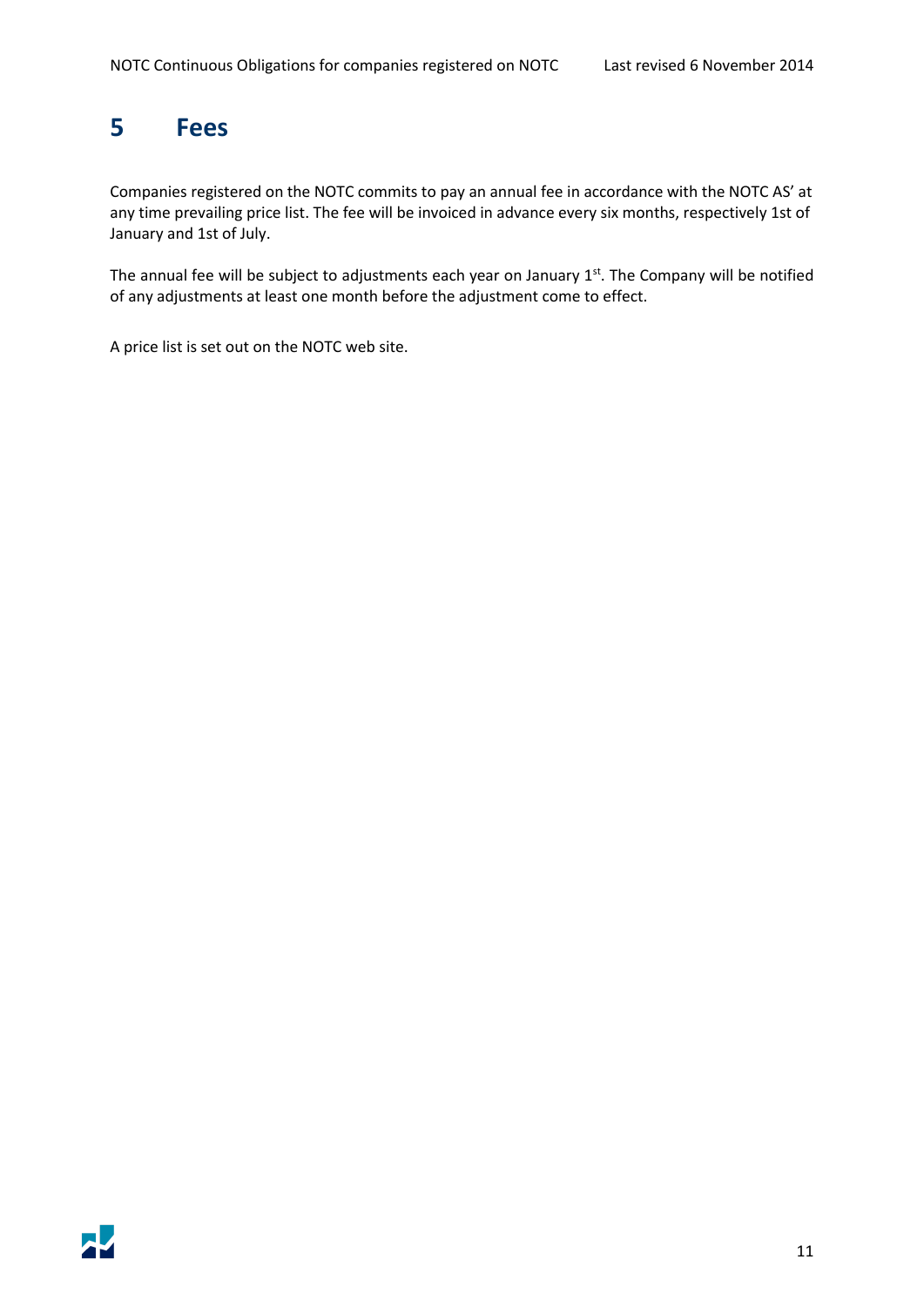# 5 Fees

Companies registered on the NOTC commits to pay an annual fee in accordance with the NOTC AS' at any time prevailing price list. The fee will be invoiced in advance every six months, respectively 1st of January and 1st of July.

The annual fee will be subject to adjustments each year on January 1st. The Company will be notified of any adjustments at least one month before the adjustment come to effect.

A price list is set out on the NOTC web site.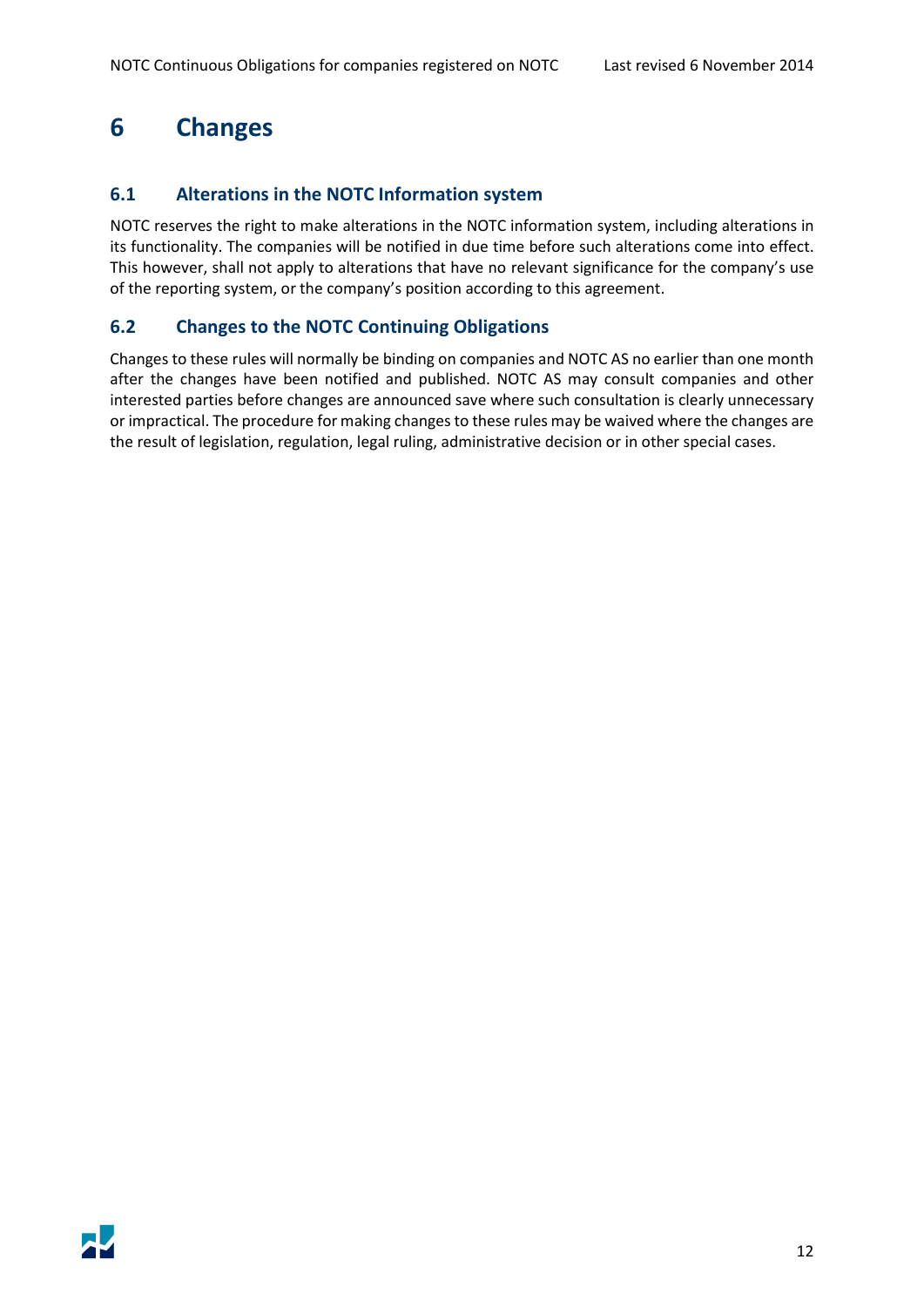# 6 Changes

## 6.1 Alterations in the NOTC Information system

NOTC reserves the right to make alterations in the NOTC information system, including alterations in its functionality. The companies will be notified in due time before such alterations come into effect. This however, shall not apply to alterations that have no relevant significance for the company's use of the reporting system, or the company's position according to this agreement.

## 6.2 Changes to the NOTC Continuing Obligations

Changes to these rules will normally be binding on companies and NOTC AS no earlier than one month after the changes have been notified and published. NOTC AS may consult companies and other interested parties before changes are announced save where such consultation is clearly unnecessary or impractical. The procedure for making changes to these rules may be waived where the changes are the result of legislation, regulation, legal ruling, administrative decision or in other special cases.